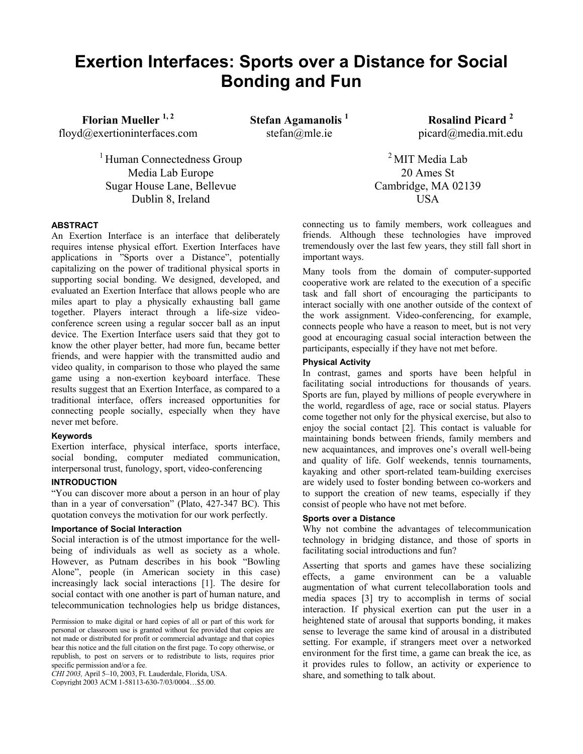# Exertion Interfaces: Sports over a Distance for Social Bonding and Fun

**Florian Mueller** [1, 2]
floyd@exertioninterfaces.com

**Stefan Agamanolis** [1]
stefan@mle.ie

**Rosalind Picard** [2]
picard@media.mit.edu

[1] Human Connectedness Group
Media Lab Europe
Sugar House Lane, Bellevue
Dublin 8, Ireland

[2] MIT Media Lab
20 Ames St
Cambridge, MA 02139
USA

## ABSTRACT

An Exertion Interface is an interface that deliberately requires intense physical effort. Exertion Interfaces have applications in "Sports over a Distance", potentially capitalizing on the power of traditional physical sports in supporting social bonding. We designed, developed, and evaluated an Exertion Interface that allows people who are miles apart to play a physically exhausting ball game together. Players interact through a life-size video-conference screen using a regular soccer ball as an input device. The Exertion Interface users said that they got to know the other player better, had more fun, became better friends, and were happier with the transmitted audio and video quality, in comparison to those who played the same game using a non-exertion keyboard interface. These results suggest that an Exertion Interface, as compared to a traditional interface, offers increased opportunities for connecting people socially, especially when they have never met before.

### Keywords

Exertion interface, physical interface, sports interface, social bonding, computer mediated communication, interpersonal trust, funology, sport, video-conferencing

## INTRODUCTION

"You can discover more about a person in an hour of play than in a year of conversation" (Plato, 427-347 BC). This quotation conveys the motivation for our work perfectly.

### Importance of Social Interaction

Social interaction is of the utmost importance for the well-being of individuals as well as society as a whole. However, as Putnam describes in his book "Bowling Alone", people (in American society in this case) increasingly lack social interactions [1]. The desire for social contact with one another is part of human nature, and telecommunication technologies help us bridge distances, connecting us to family members, work colleagues and friends. Although these technologies have improved tremendously over the last few years, they still fall short in important ways.

Permission to make digital or hard copies of all or part of this work for personal or classroom use is granted without fee provided that copies are not made or distributed for profit or commercial advantage and that copies bear this notice and the full citation on the first page. To copy otherwise, or republish, to post on servers or to redistribute to lists, requires prior specific permission and/or a fee.
*CHI 2003,* April 5–10, 2003, Ft. Lauderdale, Florida, USA.
Copyright 2003 ACM 1-58113-630-7/03/0004…$5.00.

Many tools from the domain of computer-supported cooperative work are related to the execution of a specific task and fall short of encouraging the participants to interact socially with one another outside of the context of the work assignment. Video-conferencing, for example, connects people who have a reason to meet, but is not very good at encouraging casual social interaction between the participants, especially if they have not met before.

### Physical Activity

In contrast, games and sports have been helpful in facilitating social introductions for thousands of years. Sports are fun, played by millions of people everywhere in the world, regardless of age, race or social status. Players come together not only for the physical exercise, but also to enjoy the social contact [2]. This contact is valuable for maintaining bonds between friends, family members and new acquaintances, and improves one's overall well-being and quality of life. Golf weekends, tennis tournaments, kayaking and other sport-related team-building exercises are widely used to foster bonding between co-workers and to support the creation of new teams, especially if they consist of people who have not met before.

### Sports over a Distance

Why not combine the advantages of telecommunication technology in bridging distance, and those of sports in facilitating social introductions and fun?

Asserting that sports and games have these socializing effects, a game environment can be a valuable augmentation of what current telecollaboration tools and media spaces [3] try to accomplish in terms of social interaction. If physical exertion can put the user in a heightened state of arousal that supports bonding, it makes sense to leverage the same kind of arousal in a distributed setting. For example, if strangers meet over a networked environment for the first time, a game can break the ice, as it provides rules to follow, an activity or experience to share, and something to talk about.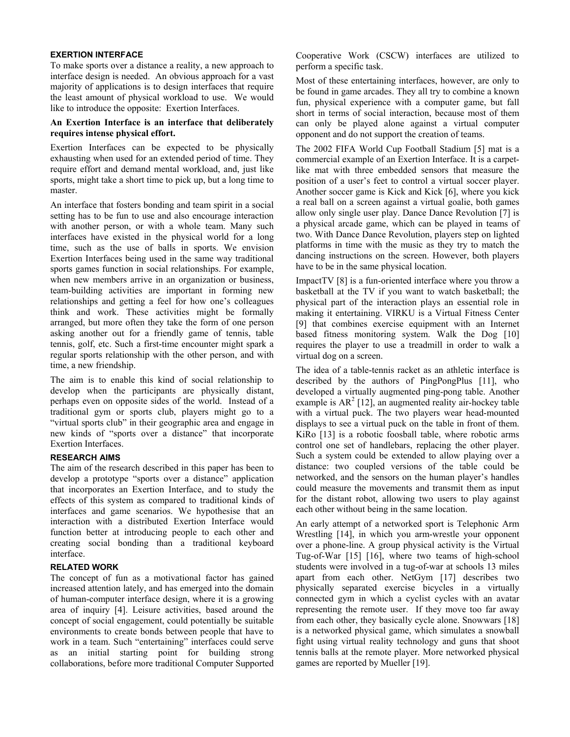## EXERTION INTERFACE

To make sports over a distance a reality, a new approach to interface design is needed. An obvious approach for a vast majority of applications is to design interfaces that require the least amount of physical workload to use. We would like to introduce the opposite: Exertion Interfaces.

**An Exertion Interface is an interface that deliberately requires intense physical effort.**

Exertion Interfaces can be expected to be physically exhausting when used for an extended period of time. They require effort and demand mental workload, and, just like sports, might take a short time to pick up, but a long time to master.

An interface that fosters bonding and team spirit in a social setting has to be fun to use and also encourage interaction with another person, or with a whole team. Many such interfaces have existed in the physical world for a long time, such as the use of balls in sports. We envision Exertion Interfaces being used in the same way traditional sports games function in social relationships. For example, when new members arrive in an organization or business, team-building activities are important in forming new relationships and getting a feel for how one's colleagues think and work. These activities might be formally arranged, but more often they take the form of one person asking another out for a friendly game of tennis, table tennis, golf, etc. Such a first-time encounter might spark a regular sports relationship with the other person, and with time, a new friendship.

The aim is to enable this kind of social relationship to develop when the participants are physically distant, perhaps even on opposite sides of the world. Instead of a traditional gym or sports club, players might go to a "virtual sports club" in their geographic area and engage in new kinds of "sports over a distance" that incorporate Exertion Interfaces.

## RESEARCH AIMS

The aim of the research described in this paper has been to develop a prototype "sports over a distance" application that incorporates an Exertion Interface, and to study the effects of this system as compared to traditional kinds of interfaces and game scenarios. We hypothesise that an interaction with a distributed Exertion Interface would function better at introducing people to each other and creating social bonding than a traditional keyboard interface.

## RELATED WORK

The concept of fun as a motivational factor has gained increased attention lately, and has emerged into the domain of human-computer interface design, where it is a growing area of inquiry [4]. Leisure activities, based around the concept of social engagement, could potentially be suitable environments to create bonds between people that have to work in a team. Such "entertaining" interfaces could serve as an initial starting point for building strong collaborations, before more traditional Computer Supported Cooperative Work (CSCW) interfaces are utilized to perform a specific task.

Most of these entertaining interfaces, however, are only to be found in game arcades. They all try to combine a known fun, physical experience with a computer game, but fall short in terms of social interaction, because most of them can only be played alone against a virtual computer opponent and do not support the creation of teams.

The 2002 FIFA World Cup Football Stadium [5] mat is a commercial example of an Exertion Interface. It is a carpet-like mat with three embedded sensors that measure the position of a user's feet to control a virtual soccer player. Another soccer game is Kick and Kick [6], where you kick a real ball on a screen against a virtual goalie, both games allow only single user play. Dance Dance Revolution [7] is a physical arcade game, which can be played in teams of two. With Dance Dance Revolution, players step on lighted platforms in time with the music as they try to match the dancing instructions on the screen. However, both players have to be in the same physical location.

ImpactTV [8] is a fun-oriented interface where you throw a basketball at the TV if you want to watch basketball; the physical part of the interaction plays an essential role in making it entertaining. VIRKU is a Virtual Fitness Center [9] that combines exercise equipment with an Internet based fitness monitoring system. Walk the Dog [10] requires the player to use a treadmill in order to walk a virtual dog on a screen.

The idea of a table-tennis racket as an athletic interface is described by the authors of PingPongPlus [11], who developed a virtually augmented ping-pong table. Another example is AR$^2$ [12], an augmented reality air-hockey table with a virtual puck. The two players wear head-mounted displays to see a virtual puck on the table in front of them. KiRo [13] is a robotic foosball table, where robotic arms control one set of handlebars, replacing the other player. Such a system could be extended to allow playing over a distance: two coupled versions of the table could be networked, and the sensors on the human player's handles could measure the movements and transmit them as input for the distant robot, allowing two users to play against each other without being in the same location.

An early attempt of a networked sport is Telephonic Arm Wrestling [14], in which you arm-wrestle your opponent over a phone-line. A group physical activity is the Virtual Tug-of-War [15] [16], where two teams of high-school students were involved in a tug-of-war at schools 13 miles apart from each other. NetGym [17] describes two physically separated exercise bicycles in a virtually connected gym in which a cyclist cycles with an avatar representing the remote user. If they move too far away from each other, they basically cycle alone. Snowwars [18] is a networked physical game, which simulates a snowball fight using virtual reality technology and guns that shoot tennis balls at the remote player. More networked physical games are reported by Mueller [19].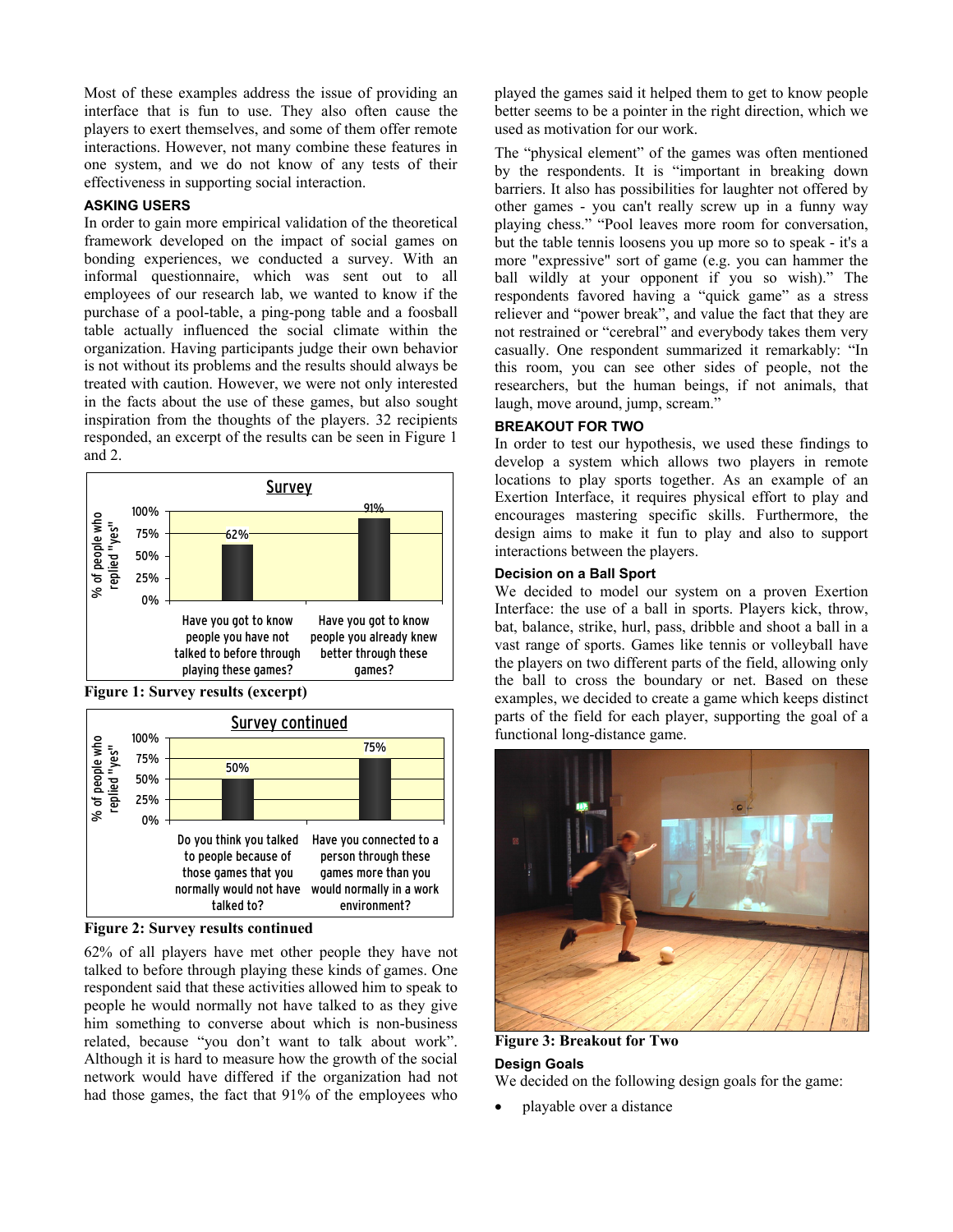Most of these examples address the issue of providing an interface that is fun to use. They also often cause the players to exert themselves, and some of them offer remote interactions. However, not many combine these features in one system, and we do not know of any tests of their effectiveness in supporting social interaction.

## ASKING USERS

In order to gain more empirical validation of the theoretical framework developed on the impact of social games on bonding experiences, we conducted a survey. With an informal questionnaire, which was sent out to all employees of our research lab, we wanted to know if the purchase of a pool-table, a ping-pong table and a foosball table actually influenced the social climate within the organization. Having participants judge their own behavior is not without its problems and the results should always be treated with caution. However, we were not only interested in the facts about the use of these games, but also sought inspiration from the thoughts of the players. 32 recipients responded, an excerpt of the results can be seen in Figure 1 and 2.

Survey

% of people who replied "yes"

100%
75%
50%
25%
0%

62%
91%

Have you got to know people you have not talked to before through playing these games?

Have you got to know people you already knew better through these games?

Figure 1: Survey results (excerpt)

Survey continued

% of people who replied "yes"

100%
75%
50%
25%
0%

50%
75%

Do you think you talked to people because of those games that you normally would not have talked to?

Have you connected to a person through these games more than you would normally in a work environment?

Figure 2: Survey results continued

62% of all players have met other people they have not talked to before through playing these kinds of games. One respondent said that these activities allowed him to speak to people he would normally not have talked to as they give him something to converse about which is non-business related, because "you don't want to talk about work". Although it is hard to measure how the growth of the social network would have differed if the organization had not had those games, the fact that 91% of the employees who played the games said it helped them to get to know people better seems to be a pointer in the right direction, which we used as motivation for our work.

The "physical element" of the games was often mentioned by the respondents. It is "important in breaking down barriers. It also has possibilities for laughter not offered by other games - you can't really screw up in a funny way playing chess." "Pool leaves more room for conversation, but the table tennis loosens you up more so to speak - it's a more "expressive" sort of game (e.g. you can hammer the ball wildly at your opponent if you so wish)." The respondents favored having a "quick game" as a stress reliever and "power break", and value the fact that they are not restrained or "cerebral" and everybody takes them very casually. One respondent summarized it remarkably: "In this room, you can see other sides of people, not the researchers, but the human beings, if not animals, that laugh, move around, jump, scream."

## BREAKOUT FOR TWO

In order to test our hypothesis, we used these findings to develop a system which allows two players in remote locations to play sports together. As an example of an Exertion Interface, it requires physical effort to play and encourages mastering specific skills. Furthermore, the design aims to make it fun to play and also to support interactions between the players.

### Decision on a Ball Sport

We decided to model our system on a proven Exertion Interface: the use of a ball in sports. Players kick, throw, bat, balance, strike, hurl, pass, dribble and shoot a ball in a vast range of sports. Games like tennis or volleyball have the players on two different parts of the field, allowing only the ball to cross the boundary or net. Based on these examples, we decided to create a game which keeps distinct parts of the field for each player, supporting the goal of a functional long-distance game.

Figure 3: Breakout for Two

### Design Goals

We decided on the following design goals for the game:

- playable over a distance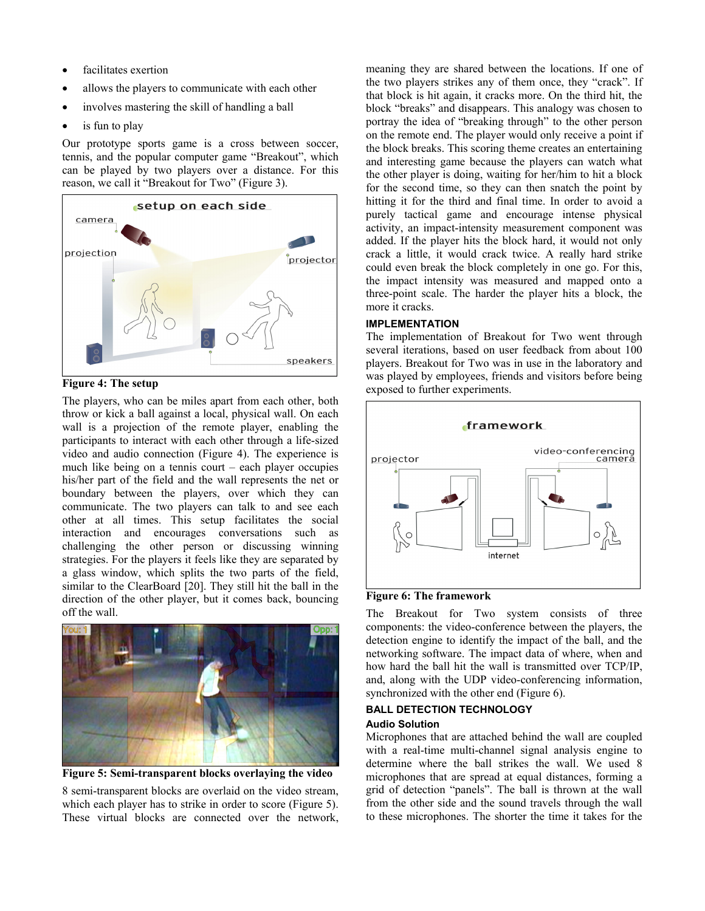- facilitates exertion
- allows the players to communicate with each other
- involves mastering the skill of handling a ball
- is fun to play

Our prototype sports game is a cross between soccer, tennis, and the popular computer game "Breakout", which can be played by two players over a distance. For this reason, we call it "Breakout for Two" (Figure 3).

setup on each side

camera

projection

projector

speakers

**Figure 4: The setup**

The players, who can be miles apart from each other, both throw or kick a ball against a local, physical wall. On each wall is a projection of the remote player, enabling the participants to interact with each other through a life-sized video and audio connection (Figure 4). The experience is much like being on a tennis court – each player occupies his/her part of the field and the wall represents the net or boundary between the players, over which they can communicate. The two players can talk to and see each other at all times. This setup facilitates the social interaction and encourages conversations such as challenging the other person or discussing winning strategies. For the players it feels like they are separated by a glass window, which splits the two parts of the field, similar to the ClearBoard [20]. They still hit the ball in the direction of the other player, but it comes back, bouncing off the wall.

You: 1

Opp: 1

**Figure 5: Semi-transparent blocks overlaying the video**

8 semi-transparent blocks are overlaid on the video stream, which each player has to strike in order to score (Figure 5). These virtual blocks are connected over the network, meaning they are shared between the locations. If one of the two players strikes any of them once, they "crack". If that block is hit again, it cracks more. On the third hit, the block "breaks" and disappears. This analogy was chosen to portray the idea of "breaking through" to the other person on the remote end. The player would only receive a point if the block breaks. This scoring theme creates an entertaining and interesting game because the players can watch what the other player is doing, waiting for her/him to hit a block for the second time, so they can then snatch the point by hitting it for the third and final time. In order to avoid a purely tactical game and encourage intense physical activity, an impact-intensity measurement component was added. If the player hits the block hard, it would not only crack a little, it would crack twice. A really hard strike could even break the block completely in one go. For this, the impact intensity was measured and mapped onto a three-point scale. The harder the player hits a block, the more it cracks.

## IMPLEMENTATION

The implementation of Breakout for Two went through several iterations, based on user feedback from about 100 players. Breakout for Two was in use in the laboratory and was played by employees, friends and visitors before being exposed to further experiments.

framework

projector

video-conferencing camera

internet

**Figure 6: The framework**

The Breakout for Two system consists of three components: the video-conference between the players, the detection engine to identify the impact of the ball, and the networking software. The impact data of where, when and how hard the ball hit the wall is transmitted over TCP/IP, and, along with the UDP video-conferencing information, synchronized with the other end (Figure 6).

## BALL DETECTION TECHNOLOGY

### Audio Solution

Microphones that are attached behind the wall are coupled with a real-time multi-channel signal analysis engine to determine where the ball strikes the wall. We used 8 microphones that are spread at equal distances, forming a grid of detection "panels". The ball is thrown at the wall from the other side and the sound travels through the wall to these microphones. The shorter the time it takes for the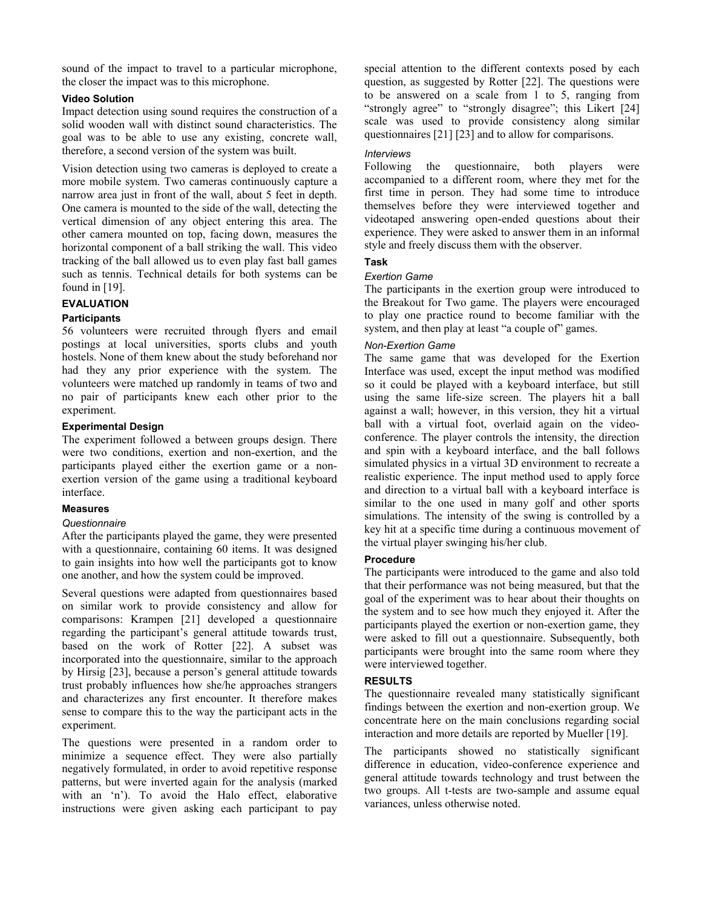sound of the impact to travel to a particular microphone, the closer the impact was to this microphone.

### Video Solution

Impact detection using sound requires the construction of a solid wooden wall with distinct sound characteristics. The goal was to be able to use any existing, concrete wall, therefore, a second version of the system was built.

Vision detection using two cameras is deployed to create a more mobile system. Two cameras continuously capture a narrow area just in front of the wall, about 5 feet in depth. One camera is mounted to the side of the wall, detecting the vertical dimension of any object entering this area. The other camera mounted on top, facing down, measures the horizontal component of a ball striking the wall. This video tracking of the ball allowed us to even play fast ball games such as tennis. Technical details for both systems can be found in [19].

## EVALUATION

### Participants

56 volunteers were recruited through flyers and email postings at local universities, sports clubs and youth hostels. None of them knew about the study beforehand nor had they any prior experience with the system. The volunteers were matched up randomly in teams of two and no pair of participants knew each other prior to the experiment.

### Experimental Design

The experiment followed a between groups design. There were two conditions, exertion and non-exertion, and the participants played either the exertion game or a non-exertion version of the game using a traditional keyboard interface.

### Measures

#### *Questionnaire*

After the participants played the game, they were presented with a questionnaire, containing 60 items. It was designed to gain insights into how well the participants got to know one another, and how the system could be improved.

Several questions were adapted from questionnaires based on similar work to provide consistency and allow for comparisons: Krampen [21] developed a questionnaire regarding the participant's general attitude towards trust, based on the work of Rotter [22]. A subset was incorporated into the questionnaire, similar to the approach by Hirsig [23], because a person's general attitude towards trust probably influences how she/he approaches strangers and characterizes any first encounter. It therefore makes sense to compare this to the way the participant acts in the experiment.

The questions were presented in a random order to minimize a sequence effect. They were also partially negatively formulated, in order to avoid repetitive response patterns, but were inverted again for the analysis (marked with an 'n'). To avoid the Halo effect, elaborative instructions were given asking each participant to pay special attention to the different contexts posed by each question, as suggested by Rotter [22]. The questions were to be answered on a scale from 1 to 5, ranging from "strongly agree" to "strongly disagree"; this Likert [24] scale was used to provide consistency along similar questionnaires [21] [23] and to allow for comparisons.

#### *Interviews*

Following the questionnaire, both players were accompanied to a different room, where they met for the first time in person. They had some time to introduce themselves before they were interviewed together and videotaped answering open-ended questions about their experience. They were asked to answer them in an informal style and freely discuss them with the observer.

### Task

#### *Exertion Game*

The participants in the exertion group were introduced to the Breakout for Two game. The players were encouraged to play one practice round to become familiar with the system, and then play at least "a couple of" games.

#### *Non-Exertion Game*

The same game that was developed for the Exertion Interface was used, except the input method was modified so it could be played with a keyboard interface, but still using the same life-size screen. The players hit a ball against a wall; however, in this version, they hit a virtual ball with a virtual foot, overlaid again on the video-conference. The player controls the intensity, the direction and spin with a keyboard interface, and the ball follows simulated physics in a virtual 3D environment to recreate a realistic experience. The input method used to apply force and direction to a virtual ball with a keyboard interface is similar to the one used in many golf and other sports simulations. The intensity of the swing is controlled by a key hit at a specific time during a continuous movement of the virtual player swinging his/her club.

### Procedure

The participants were introduced to the game and also told that their performance was not being measured, but that the goal of the experiment was to hear about their thoughts on the system and to see how much they enjoyed it. After the participants played the exertion or non-exertion game, they were asked to fill out a questionnaire. Subsequently, both participants were brought into the same room where they were interviewed together.

## RESULTS

The questionnaire revealed many statistically significant findings between the exertion and non-exertion group. We concentrate here on the main conclusions regarding social interaction and more details are reported by Mueller [19].

The participants showed no statistically significant difference in education, video-conference experience and general attitude towards technology and trust between the two groups. All t-tests are two-sample and assume equal variances, unless otherwise noted.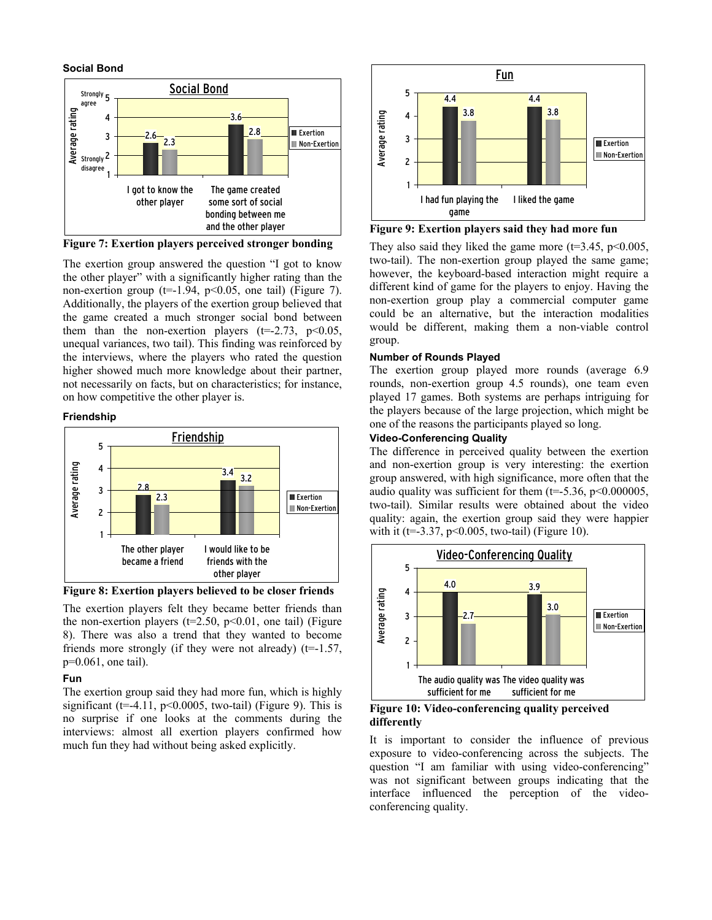### Social Bond

Figure 7: Exertion players perceived stronger bonding

The exertion group answered the question "I got to know the other player" with a significantly higher rating than the non-exertion group ($t=-1.94$, $p<0.05$, one tail) (Figure 7). Additionally, the players of the exertion group believed that the game created a much stronger social bond between them than the non-exertion players ($t=-2.73$, $p<0.05$, unequal variances, two tail). This finding was reinforced by the interviews, where the players who rated the question higher showed much more knowledge about their partner, not necessarily on facts, but on characteristics; for instance, on how competitive the other player is.

### Friendship

Figure 8: Exertion players believed to be closer friends

The exertion players felt they became better friends than the non-exertion players ($t=2.50$, $p<0.01$, one tail) (Figure 8). There was also a trend that they wanted to become friends more strongly (if they were not already) ($t=-1.57$, $p=0.061$, one tail).

### Fun

The exertion group said they had more fun, which is highly significant ($t=-4.11$, $p<0.0005$, two-tail) (Figure 9). This is no surprise if one looks at the comments during the interviews: almost all exertion players confirmed how much fun they had without being asked explicitly.

Figure 9: Exertion players said they had more fun

They also said they liked the game more ($t=3.45$, $p<0.005$, two-tail). The non-exertion group played the same game; however, the keyboard-based interaction might require a different kind of game for the players to enjoy. Having the non-exertion group play a commercial computer game could be an alternative, but the interaction modalities would be different, making them a non-viable control group.

### Number of Rounds Played

The exertion group played more rounds (average 6.9 rounds, non-exertion group 4.5 rounds), one team even played 17 games. Both systems are perhaps intriguing for the players because of the large projection, which might be one of the reasons the participants played so long.

### Video-Conferencing Quality

The difference in perceived quality between the exertion and non-exertion group is very interesting: the exertion group answered, with high significance, more often that the audio quality was sufficient for them ($t=-5.36$, $p<0.000005$, two-tail). Similar results were obtained about the video quality: again, the exertion group said they were happier with it ($t=-3.37$, $p<0.005$, two-tail) (Figure 10).

Figure 10: Video-conferencing quality perceived differently

It is important to consider the influence of previous exposure to video-conferencing across the subjects. The question "I am familiar with using video-conferencing" was not significant between groups indicating that the interface influenced the perception of the video-conferencing quality.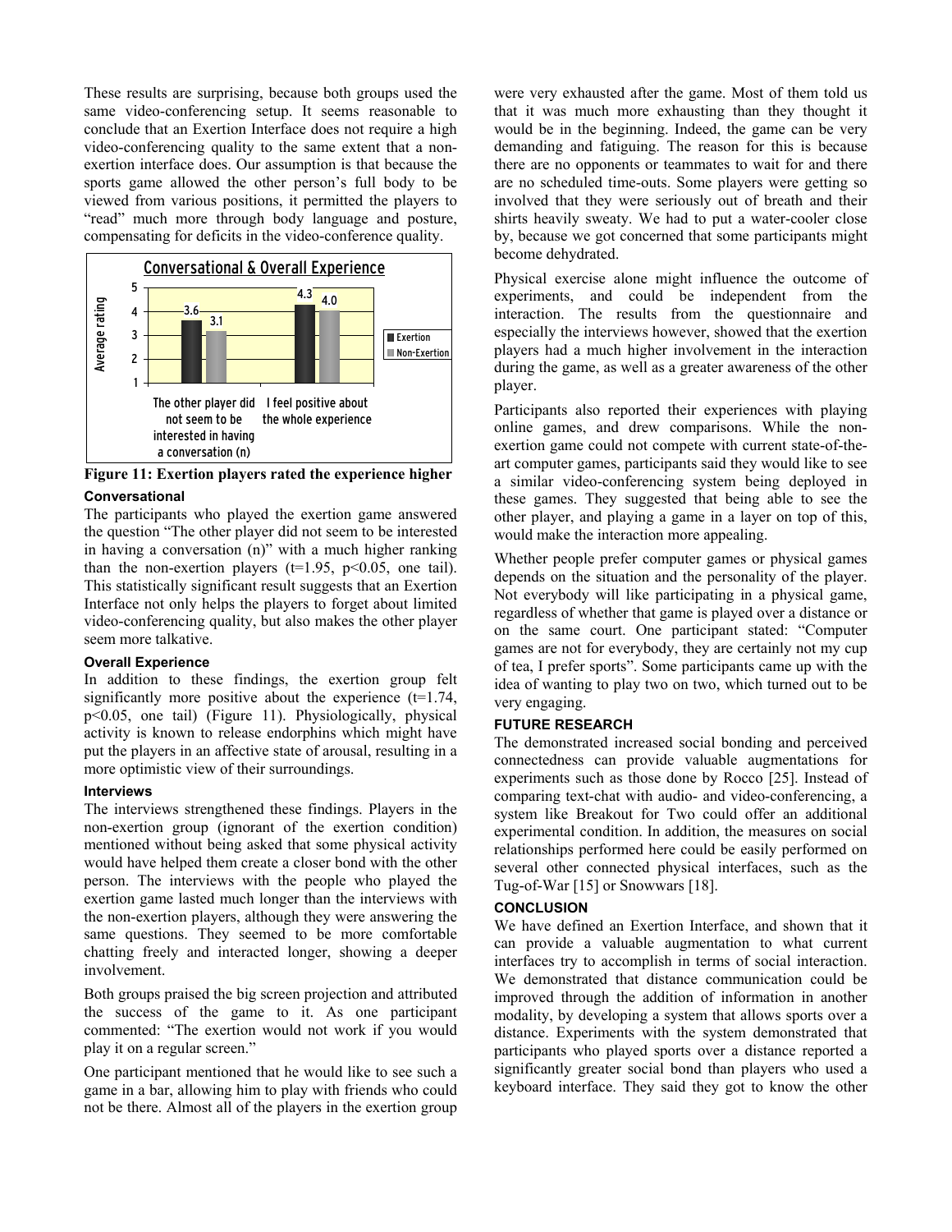These results are surprising, because both groups used the same video-conferencing setup. It seems reasonable to conclude that an Exertion Interface does not require a high video-conferencing quality to the same extent that a non-exertion interface does. Our assumption is that because the sports game allowed the other person's full body to be viewed from various positions, it permitted the players to "read" much more through body language and posture, compensating for deficits in the video-conference quality.

**Figure 11: Exertion players rated the experience higher**

### Conversational

The participants who played the exertion game answered the question "The other player did not seem to be interested in having a conversation (n)" with a much higher ranking than the non-exertion players ($t=1.95$, $p<0.05$, one tail). This statistically significant result suggests that an Exertion Interface not only helps the players to forget about limited video-conferencing quality, but also makes the other player seem more talkative.

### Overall Experience

In addition to these findings, the exertion group felt significantly more positive about the experience ($t=1.74$, $p<0.05$, one tail) (Figure 11). Physiologically, physical activity is known to release endorphins which might have put the players in an affective state of arousal, resulting in a more optimistic view of their surroundings.

### Interviews

The interviews strengthened these findings. Players in the non-exertion group (ignorant of the exertion condition) mentioned without being asked that some physical activity would have helped them create a closer bond with the other person. The interviews with the people who played the exertion game lasted much longer than the interviews with the non-exertion players, although they were answering the same questions. They seemed to be more comfortable chatting freely and interacted longer, showing a deeper involvement.

Both groups praised the big screen projection and attributed the success of the game to it. As one participant commented: "The exertion would not work if you would play it on a regular screen."

One participant mentioned that he would like to see such a game in a bar, allowing him to play with friends who could not be there. Almost all of the players in the exertion group were very exhausted after the game. Most of them told us that it was much more exhausting than they thought it would be in the beginning. Indeed, the game can be very demanding and fatiguing. The reason for this is because there are no opponents or teammates to wait for and there are no scheduled time-outs. Some players were getting so involved that they were seriously out of breath and their shirts heavily sweaty. We had to put a water-cooler close by, because we got concerned that some participants might become dehydrated.

Physical exercise alone might influence the outcome of experiments, and could be independent from the interaction. The results from the questionnaire and especially the interviews however, showed that the exertion players had a much higher involvement in the interaction during the game, as well as a greater awareness of the other player.

Participants also reported their experiences with playing online games, and drew comparisons. While the non-exertion game could not compete with current state-of-the-art computer games, participants said they would like to see a similar video-conferencing system being deployed in these games. They suggested that being able to see the other player, and playing a game in a layer on top of this, would make the interaction more appealing.

Whether people prefer computer games or physical games depends on the situation and the personality of the player. Not everybody will like participating in a physical game, regardless of whether that game is played over a distance or on the same court. One participant stated: "Computer games are not for everybody, they are certainly not my cup of tea, I prefer sports". Some participants came up with the idea of wanting to play two on two, which turned out to be very engaging.

## FUTURE RESEARCH

The demonstrated increased social bonding and perceived connectedness can provide valuable augmentations for experiments such as those done by Rocco [25]. Instead of comparing text-chat with audio- and video-conferencing, a system like Breakout for Two could offer an additional experimental condition. In addition, the measures on social relationships performed here could be easily performed on several other connected physical interfaces, such as the Tug-of-War [15] or Snowwars [18].

## CONCLUSION

We have defined an Exertion Interface, and shown that it can provide a valuable augmentation to what current interfaces try to accomplish in terms of social interaction. We demonstrated that distance communication could be improved through the addition of information in another modality, by developing a system that allows sports over a distance. Experiments with the system demonstrated that participants who played sports over a distance reported a significantly greater social bond than players who used a keyboard interface. They said they got to know the other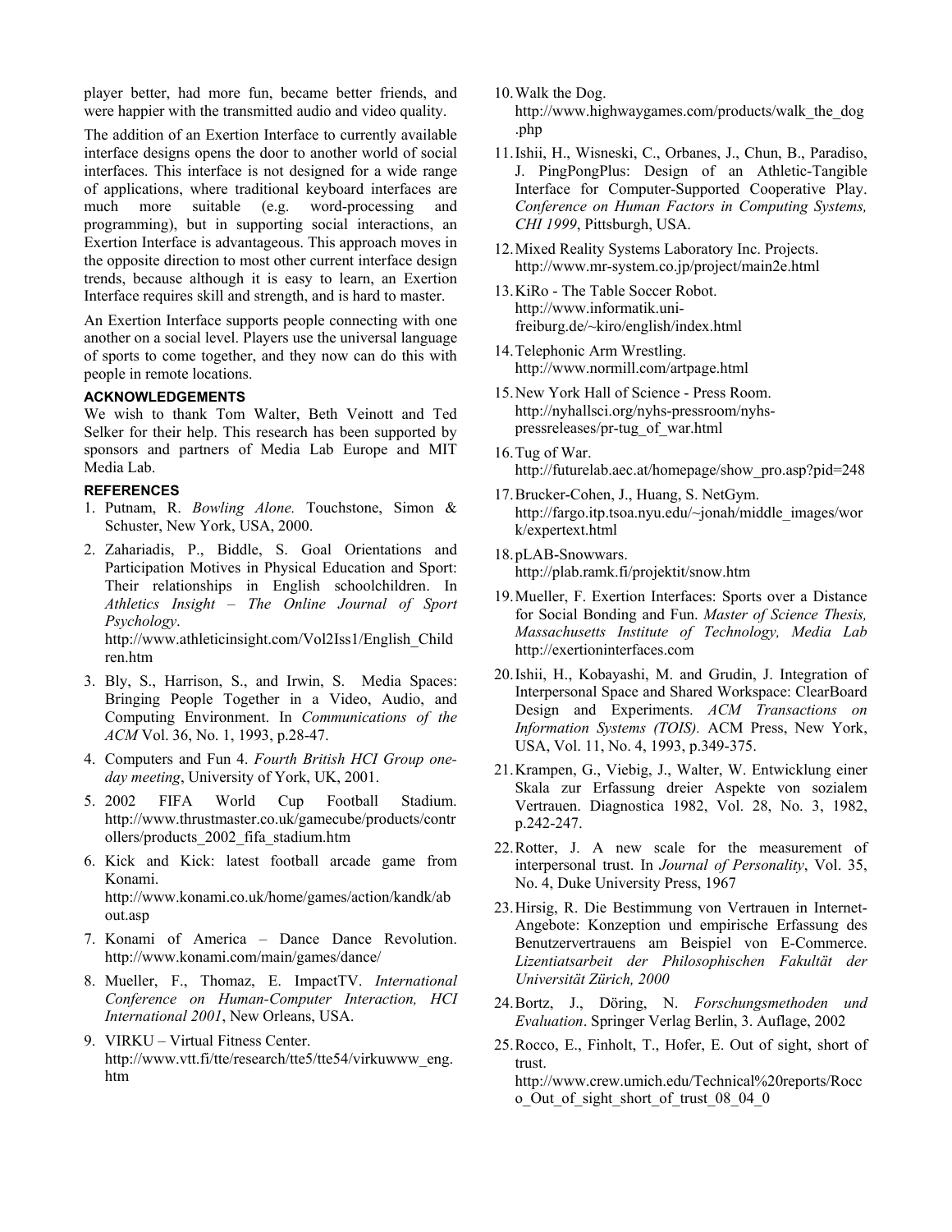player better, had more fun, became better friends, and were happier with the transmitted audio and video quality.

The addition of an Exertion Interface to currently available interface designs opens the door to another world of social interfaces. This interface is not designed for a wide range of applications, where traditional keyboard interfaces are much more suitable (e.g. word-processing and programming), but in supporting social interactions, an Exertion Interface is advantageous. This approach moves in the opposite direction to most other current interface design trends, because although it is easy to learn, an Exertion Interface requires skill and strength, and is hard to master.

An Exertion Interface supports people connecting with one another on a social level. Players use the universal language of sports to come together, and they now can do this with people in remote locations.

## ACKNOWLEDGEMENTS

We wish to thank Tom Walter, Beth Veinott and Ted Selker for their help. This research has been supported by sponsors and partners of Media Lab Europe and MIT Media Lab.

## REFERENCES

1. Putnam, R. *Bowling Alone.* Touchstone, Simon & Schuster, New York, USA, 2000.
2. Zahariadis, P., Biddle, S. Goal Orientations and Participation Motives in Physical Education and Sport: Their relationships in English schoolchildren. In *Athletics Insight – The Online Journal of Sport Psychology*. http://www.athleticinsight.com/Vol2Iss1/English_Children.htm
3. Bly, S., Harrison, S., and Irwin, S. Media Spaces: Bringing People Together in a Video, Audio, and Computing Environment. In *Communications of the ACM* Vol. 36, No. 1, 1993, p.28-47.
4. Computers and Fun 4. *Fourth British HCI Group one-day meeting*, University of York, UK, 2001.
5. 2002 FIFA World Cup Football Stadium. http://www.thrustmaster.co.uk/gamecube/products/controllers/products_2002_fifa_stadium.htm
6. Kick and Kick: latest football arcade game from Konami. http://www.konami.co.uk/home/games/action/kandk/about.asp
7. Konami of America – Dance Dance Revolution. http://www.konami.com/main/games/dance/
8. Mueller, F., Thomaz, E. ImpactTV. *International Conference on Human-Computer Interaction, HCI International 2001*, New Orleans, USA.
9. VIRKU – Virtual Fitness Center. http://www.vtt.fi/tte/research/tte5/tte54/virkuwww_eng.htm
10. Walk the Dog. http://www.highwaygames.com/products/walk_the_dog.php
11. Ishii, H., Wisneski, C., Orbanes, J., Chun, B., Paradiso, J. PingPongPlus: Design of an Athletic-Tangible Interface for Computer-Supported Cooperative Play. *Conference on Human Factors in Computing Systems, CHI 1999*, Pittsburgh, USA.
12. Mixed Reality Systems Laboratory Inc. Projects. http://www.mr-system.co.jp/project/main2e.html
13. KiRo - The Table Soccer Robot. http://www.informatik.uni-freiburg.de/~kiro/english/index.html
14. Telephonic Arm Wrestling. http://www.normill.com/artpage.html
15. New York Hall of Science - Press Room. http://nyhallsci.org/nyhs-pressroom/nyhs-pressreleases/pr-tug_of_war.html
16. Tug of War. http://futurelab.aec.at/homepage/show_pro.asp?pid=248
17. Brucker-Cohen, J., Huang, S. NetGym. http://fargo.itp.tsoa.nyu.edu/~jonah/middle_images/work/expertext.html
18. pLAB-Snowwars. http://plab.ramk.fi/projektit/snow.htm
19. Mueller, F. Exertion Interfaces: Sports over a Distance for Social Bonding and Fun. *Master of Science Thesis, Massachusetts Institute of Technology, Media Lab* http://exertioninterfaces.com
20. Ishii, H., Kobayashi, M. and Grudin, J. Integration of Interpersonal Space and Shared Workspace: ClearBoard Design and Experiments. *ACM Transactions on Information Systems (TOIS).* ACM Press, New York, USA, Vol. 11, No. 4, 1993, p.349-375.
21. Krampen, G., Viebig, J., Walter, W. Entwicklung einer Skala zur Erfassung dreier Aspekte von sozialem Vertrauen. Diagnostica 1982, Vol. 28, No. 3, 1982, p.242-247.
22. Rotter, J. A new scale for the measurement of interpersonal trust. In *Journal of Personality*, Vol. 35, No. 4, Duke University Press, 1967
23. Hirsig, R. Die Bestimmung von Vertrauen in Internet-Angebote: Konzeption und empirische Erfassung des Benutzervertrauens am Beispiel von E-Commerce. *Lizentiatsarbeit der Philosophischen Fakultät der Universität Zürich, 2000*
24. Bortz, J., Döring, N. *Forschungsmethoden und Evaluation*. Springer Verlag Berlin, 3. Auflage, 2002
25. Rocco, E., Finholt, T., Hofer, E. Out of sight, short of trust. http://www.crew.umich.edu/Technical%20reports/Rocco_Out_of_sight_short_of_trust_08_04_0